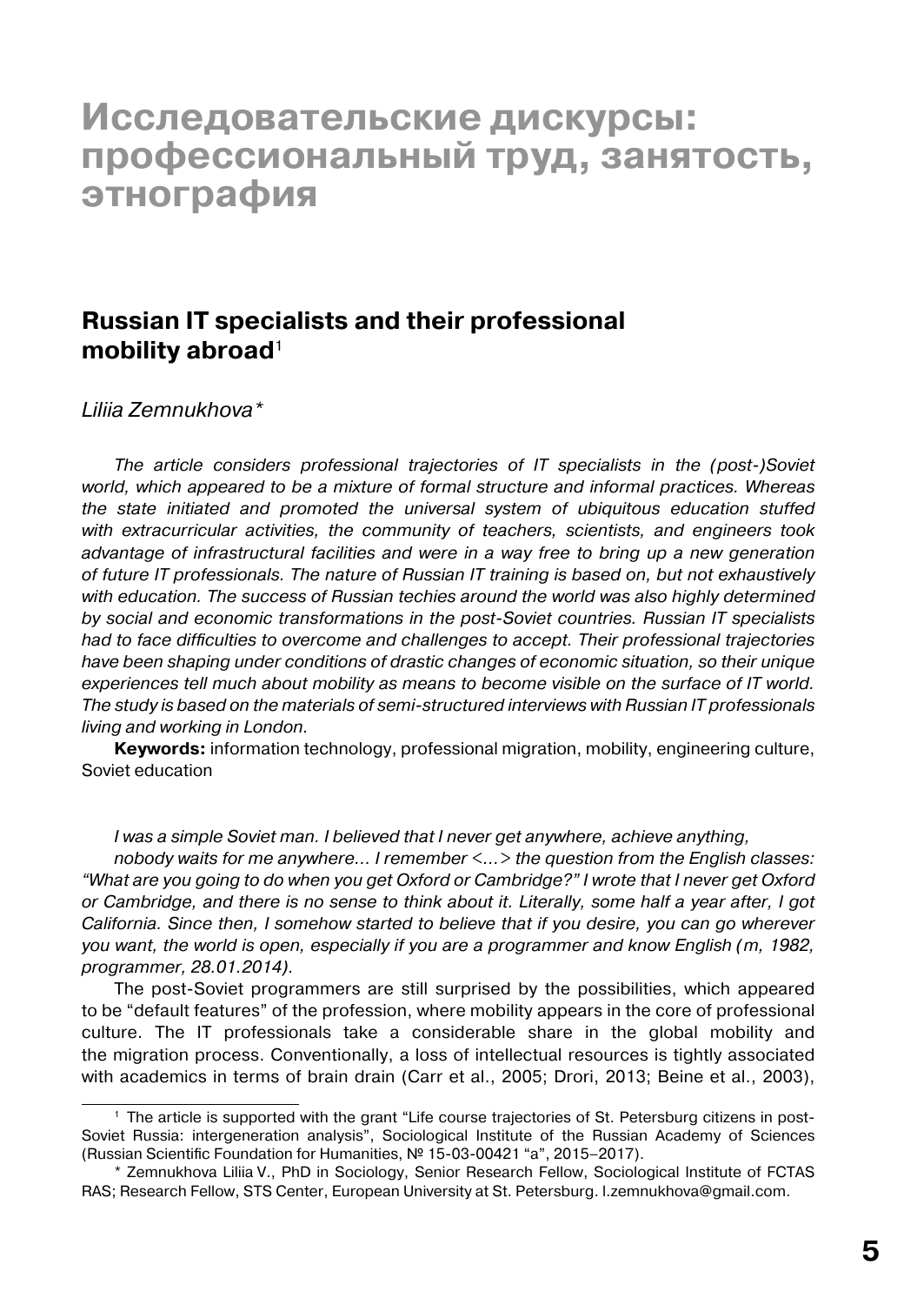# Исследовательские дискурсы: профессиональный труд, занятость, этнография

## Russian IT specialists and their professional mobility abroad[1]

*Liliia Zemnukhova\**

*The article considers professional trajectories of IT specialists in the (post-)Soviet world, which appeared to be a mixture of formal structure and informal practices. Whereas the state initiated and promoted the universal system of ubiquitous education stuffed with extracurricular activities, the community of teachers, scientists, and engineers took advantage of infrastructural facilities and were in a way free to bring up a new generation of future IT professionals. The nature of Russian IT training is based on, but not exhaustively with education. The success of Russian techies around the world was also highly determined by social and economic transformations in the post-Soviet countries. Russian IT specialists had to face difficulties to overcome and challenges to accept. Their professional trajectories have been shaping under conditions of drastic changes of economic situation, so their unique experiences tell much about mobility as means to become visible on the surface of IT world. The study is based on the materials of semi-structured interviews with Russian IT professionals living and working in London.*

**Keywords:** information technology, professional migration, mobility, engineering culture, Soviet education

*I was a simple Soviet man. I believed that I never get anywhere, achieve anything, nobody waits for me anywhere… I remember <…> the question from the English classes: "What are you going to do when you get Oxford or Cambridge?" I wrote that I never get Oxford or Cambridge, and there is no sense to think about it. Literally, some half a year after, I got California. Since then, I somehow started to believe that if you desire, you can go wherever you want, the world is open, especially if you are a programmer and know English (m, 1982, programmer, 28.01.2014).*

The post-Soviet programmers are still surprised by the possibilities, which appeared to be "default features" of the profession, where mobility appears in the core of professional culture. The IT professionals take a considerable share in the global mobility and the migration process. Conventionally, a loss of intellectual resources is tightly associated with academics in terms of brain drain (Carr et al., 2005; Drori, 2013; Beine et al., 2003),

---

[1] The article is supported with the grant "Life course trajectories of St. Petersburg citizens in post-Soviet Russia: intergeneration analysis", Sociological Institute of the Russian Academy of Sciences (Russian Scientific Foundation for Humanities, № 15-03-00421 "a", 2015–2017).

\* Zemnukhova Liliia V., PhD in Sociology, Senior Research Fellow, Sociological Institute of FCTAS RAS; Research Fellow, STS Center, European University at St. Petersburg. l.zemnukhova@gmail.com.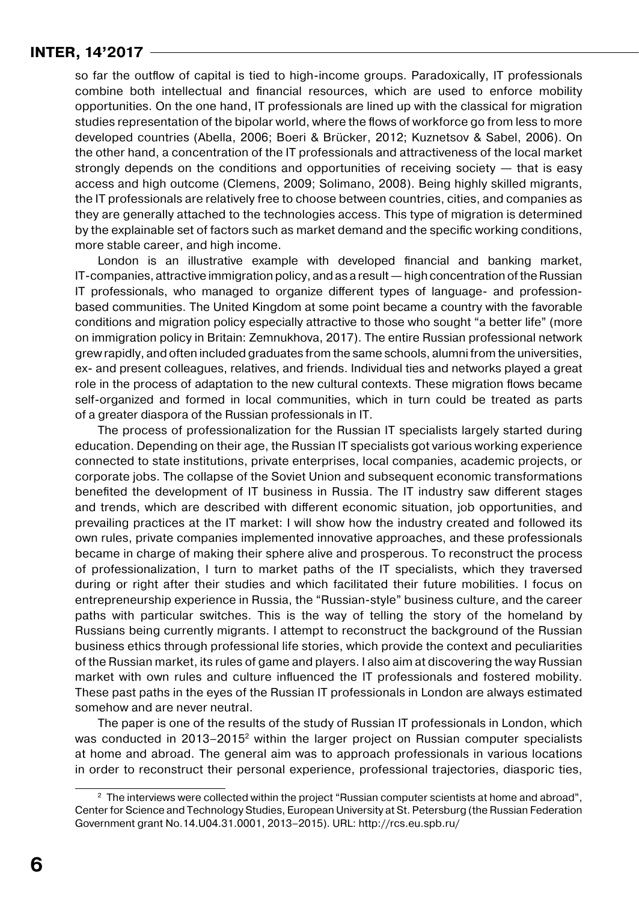so far the outflow of capital is tied to high-income groups. Paradoxically, IT professionals combine both intellectual and financial resources, which are used to enforce mobility opportunities. On the one hand, IT professionals are lined up with the classical for migration studies representation of the bipolar world, where the flows of workforce go from less to more developed countries (Abella, 2006; Boeri & Brücker, 2012; Kuznetsov & Sabel, 2006). On the other hand, a concentration of the IT professionals and attractiveness of the local market strongly depends on the conditions and opportunities of receiving society — that is easy access and high outcome (Clemens, 2009; Solimano, 2008). Being highly skilled migrants, the IT professionals are relatively free to choose between countries, cities, and companies as they are generally attached to the technologies access. This type of migration is determined by the explainable set of factors such as market demand and the specific working conditions, more stable career, and high income.

London is an illustrative example with developed financial and banking market, IT-companies, attractive immigration policy, and as a result — high concentration of the Russian IT professionals, who managed to organize different types of language- and profession-based communities. The United Kingdom at some point became a country with the favorable conditions and migration policy especially attractive to those who sought "a better life" (more on immigration policy in Britain: Zemnukhova, 2017). The entire Russian professional network grew rapidly, and often included graduates from the same schools, alumni from the universities, ex- and present colleagues, relatives, and friends. Individual ties and networks played a great role in the process of adaptation to the new cultural contexts. These migration flows became self-organized and formed in local communities, which in turn could be treated as parts of a greater diaspora of the Russian professionals in IT.

The process of professionalization for the Russian IT specialists largely started during education. Depending on their age, the Russian IT specialists got various working experience connected to state institutions, private enterprises, local companies, academic projects, or corporate jobs. The collapse of the Soviet Union and subsequent economic transformations benefited the development of IT business in Russia. The IT industry saw different stages and trends, which are described with different economic situation, job opportunities, and prevailing practices at the IT market: I will show how the industry created and followed its own rules, private companies implemented innovative approaches, and these professionals became in charge of making their sphere alive and prosperous. To reconstruct the process of professionalization, I turn to market paths of the IT specialists, which they traversed during or right after their studies and which facilitated their future mobilities. I focus on entrepreneurship experience in Russia, the "Russian-style" business culture, and the career paths with particular switches. This is the way of telling the story of the homeland by Russians being currently migrants. I attempt to reconstruct the background of the Russian business ethics through professional life stories, which provide the context and peculiarities of the Russian market, its rules of game and players. I also aim at discovering the way Russian market with own rules and culture influenced the IT professionals and fostered mobility. These past paths in the eyes of the Russian IT professionals in London are always estimated somehow and are never neutral.

The paper is one of the results of the study of Russian IT professionals in London, which was conducted in 2013–2015[2] within the larger project on Russian computer specialists at home and abroad. The general aim was to approach professionals in various locations in order to reconstruct their personal experience, professional trajectories, diasporic ties,

[2] The interviews were collected within the project "Russian computer scientists at home and abroad", Center for Science and Technology Studies, European University at St. Petersburg (the Russian Federation Government grant No.14.U04.31.0001, 2013–2015). URL: http://rcs.eu.spb.ru/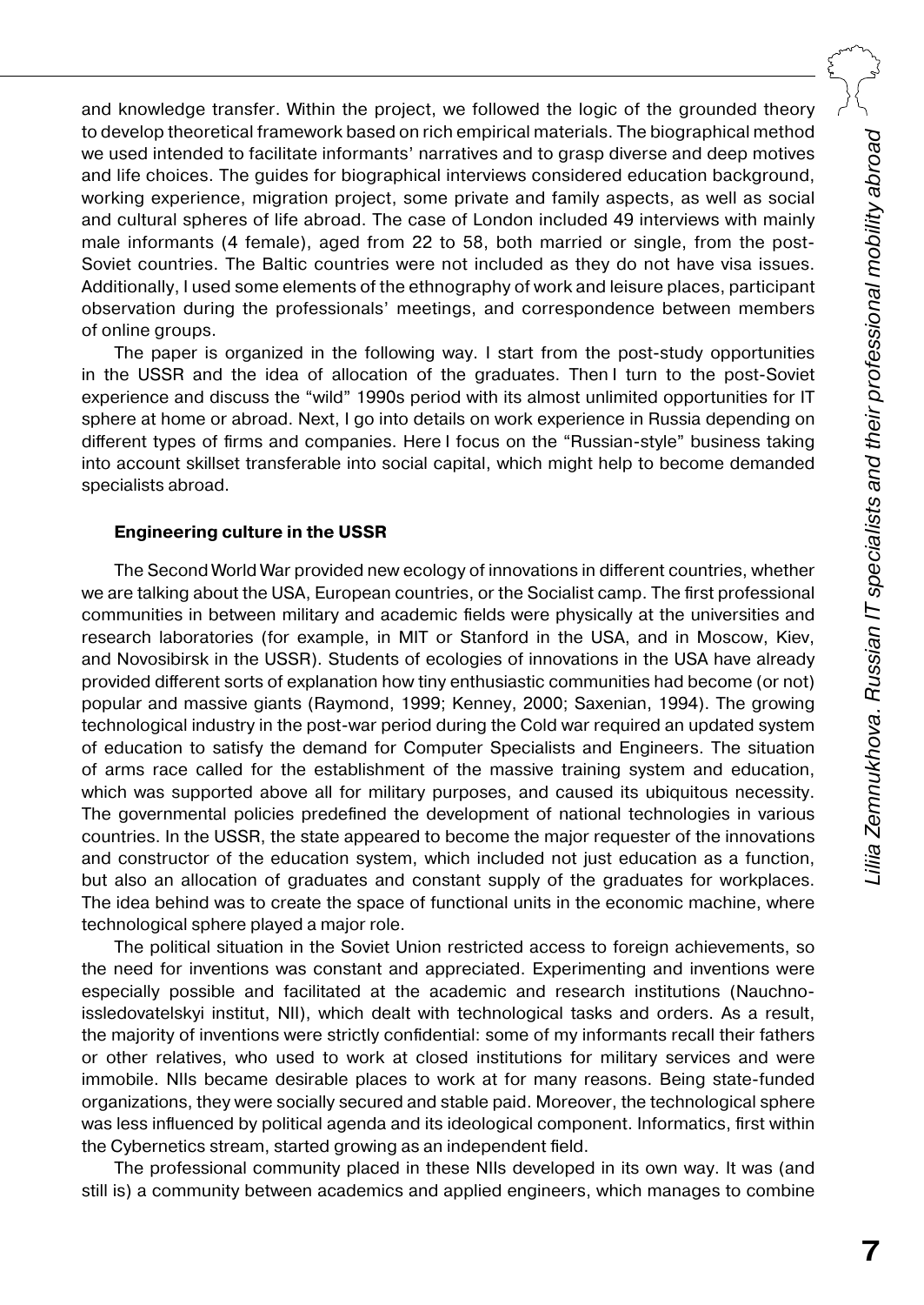and knowledge transfer. Within the project, we followed the logic of the grounded theory to develop theoretical framework based on rich empirical materials. The biographical method we used intended to facilitate informants' narratives and to grasp diverse and deep motives and life choices. The guides for biographical interviews considered education background, working experience, migration project, some private and family aspects, as well as social and cultural spheres of life abroad. The case of London included 49 interviews with mainly male informants (4 female), aged from 22 to 58, both married or single, from the post-Soviet countries. The Baltic countries were not included as they do not have visa issues. Additionally, I used some elements of the ethnography of work and leisure places, participant observation during the professionals' meetings, and correspondence between members of online groups.

The paper is organized in the following way. I start from the post-study opportunities in the USSR and the idea of allocation of the graduates. Then I turn to the post-Soviet experience and discuss the "wild" 1990s period with its almost unlimited opportunities for IT sphere at home or abroad. Next, I go into details on work experience in Russia depending on different types of firms and companies. Here I focus on the "Russian-style" business taking into account skillset transferable into social capital, which might help to become demanded specialists abroad.

### Engineering culture in the USSR

The Second World War provided new ecology of innovations in different countries, whether we are talking about the USA, European countries, or the Socialist camp. The first professional communities in between military and academic fields were physically at the universities and research laboratories (for example, in MIT or Stanford in the USA, and in Moscow, Kiev, and Novosibirsk in the USSR). Students of ecologies of innovations in the USA have already provided different sorts of explanation how tiny enthusiastic communities had become (or not) popular and massive giants (Raymond, 1999; Kenney, 2000; Saxenian, 1994). The growing technological industry in the post-war period during the Cold war required an updated system of education to satisfy the demand for Computer Specialists and Engineers. The situation of arms race called for the establishment of the massive training system and education, which was supported above all for military purposes, and caused its ubiquitous necessity. The governmental policies predefined the development of national technologies in various countries. In the USSR, the state appeared to become the major requester of the innovations and constructor of the education system, which included not just education as a function, but also an allocation of graduates and constant supply of the graduates for workplaces. The idea behind was to create the space of functional units in the economic machine, where technological sphere played a major role.

The political situation in the Soviet Union restricted access to foreign achievements, so the need for inventions was constant and appreciated. Experimenting and inventions were especially possible and facilitated at the academic and research institutions (Nauchno-issledovatelskyi institut, NII), which dealt with technological tasks and orders. As a result, the majority of inventions were strictly confidential: some of my informants recall their fathers or other relatives, who used to work at closed institutions for military services and were immobile. NIIs became desirable places to work at for many reasons. Being state-funded organizations, they were socially secured and stable paid. Moreover, the technological sphere was less influenced by political agenda and its ideological component. Informatics, first within the Cybernetics stream, started growing as an independent field.

The professional community placed in these NIIs developed in its own way. It was (and still is) a community between academics and applied engineers, which manages to combine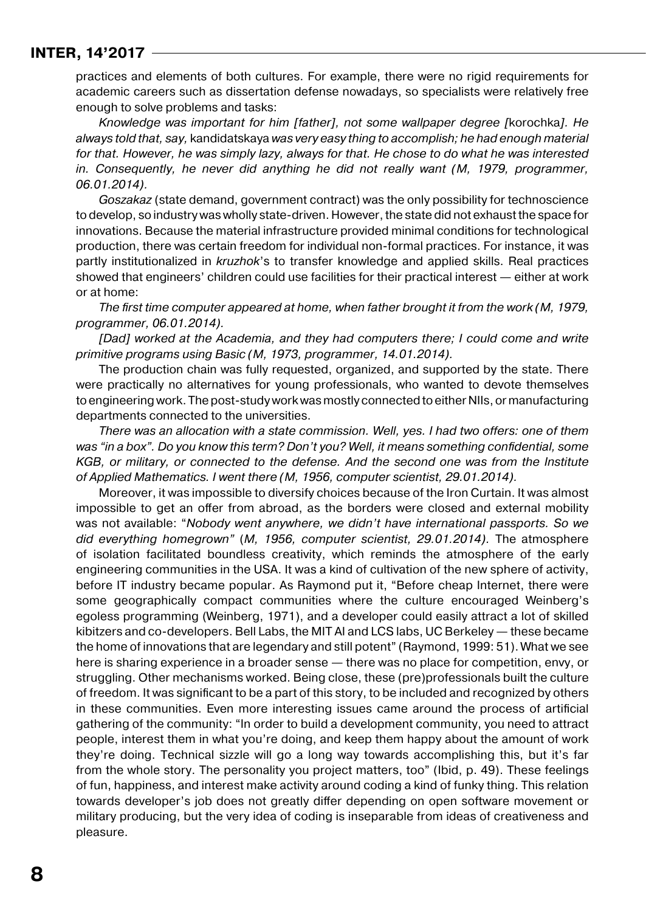practices and elements of both cultures. For example, there were no rigid requirements for academic careers such as dissertation defense nowadays, so specialists were relatively free enough to solve problems and tasks:

*Knowledge was important for him [father], not some wallpaper degree [*korochka*]. He always told that, say,* kandidatskaya *was very easy thing to accomplish; he had enough material for that. However, he was simply lazy, always for that. He chose to do what he was interested in. Consequently, he never did anything he did not really want (M, 1979, programmer, 06.01.2014).*

*Goszakaz* (state demand, government contract) was the only possibility for technoscience to develop, so industry was wholly state-driven. However, the state did not exhaust the space for innovations. Because the material infrastructure provided minimal conditions for technological production, there was certain freedom for individual non-formal practices. For instance, it was partly institutionalized in *kruzhok*'s to transfer knowledge and applied skills. Real practices showed that engineers' children could use facilities for their practical interest — either at work or at home:

*The first time computer appeared at home, when father brought it from the work (M, 1979, programmer, 06.01.2014).*

*[Dad] worked at the Academia, and they had computers there; I could come and write primitive programs using Basic (M, 1973, programmer, 14.01.2014).*

The production chain was fully requested, organized, and supported by the state. There were practically no alternatives for young professionals, who wanted to devote themselves to engineering work. The post-study work was mostly connected to either NIIs, or manufacturing departments connected to the universities.

*There was an allocation with a state commission. Well, yes. I had two offers: one of them was "in a box". Do you know this term? Don't you? Well, it means something confidential, some KGB, or military, or connected to the defense. And the second one was from the Institute of Applied Mathematics. I went there (M, 1956, computer scientist, 29.01.2014).*

Moreover, it was impossible to diversify choices because of the Iron Curtain. It was almost impossible to get an offer from abroad, as the borders were closed and external mobility was not available: "*Nobody went anywhere, we didn't have international passports. So we did everything homegrown"* (*M, 1956, computer scientist, 29.01.2014).* The atmosphere of isolation facilitated boundless creativity, which reminds the atmosphere of the early engineering communities in the USA. It was a kind of cultivation of the new sphere of activity, before IT industry became popular. As Raymond put it, "Before cheap Internet, there were some geographically compact communities where the culture encouraged Weinberg's egoless programming (Weinberg, 1971), and a developer could easily attract a lot of skilled kibitzers and co-developers. Bell Labs, the MIT AI and LCS labs, UC Berkeley — these became the home of innovations that are legendary and still potent" (Raymond, 1999: 51). What we see here is sharing experience in a broader sense — there was no place for competition, envy, or struggling. Other mechanisms worked. Being close, these (pre)professionals built the culture of freedom. It was significant to be a part of this story, to be included and recognized by others in these communities. Even more interesting issues came around the process of artificial gathering of the community: "In order to build a development community, you need to attract people, interest them in what you're doing, and keep them happy about the amount of work they're doing. Technical sizzle will go a long way towards accomplishing this, but it's far from the whole story. The personality you project matters, too" (Ibid, p. 49). These feelings of fun, happiness, and interest make activity around coding a kind of funky thing. This relation towards developer's job does not greatly differ depending on open software movement or military producing, but the very idea of coding is inseparable from ideas of creativeness and pleasure.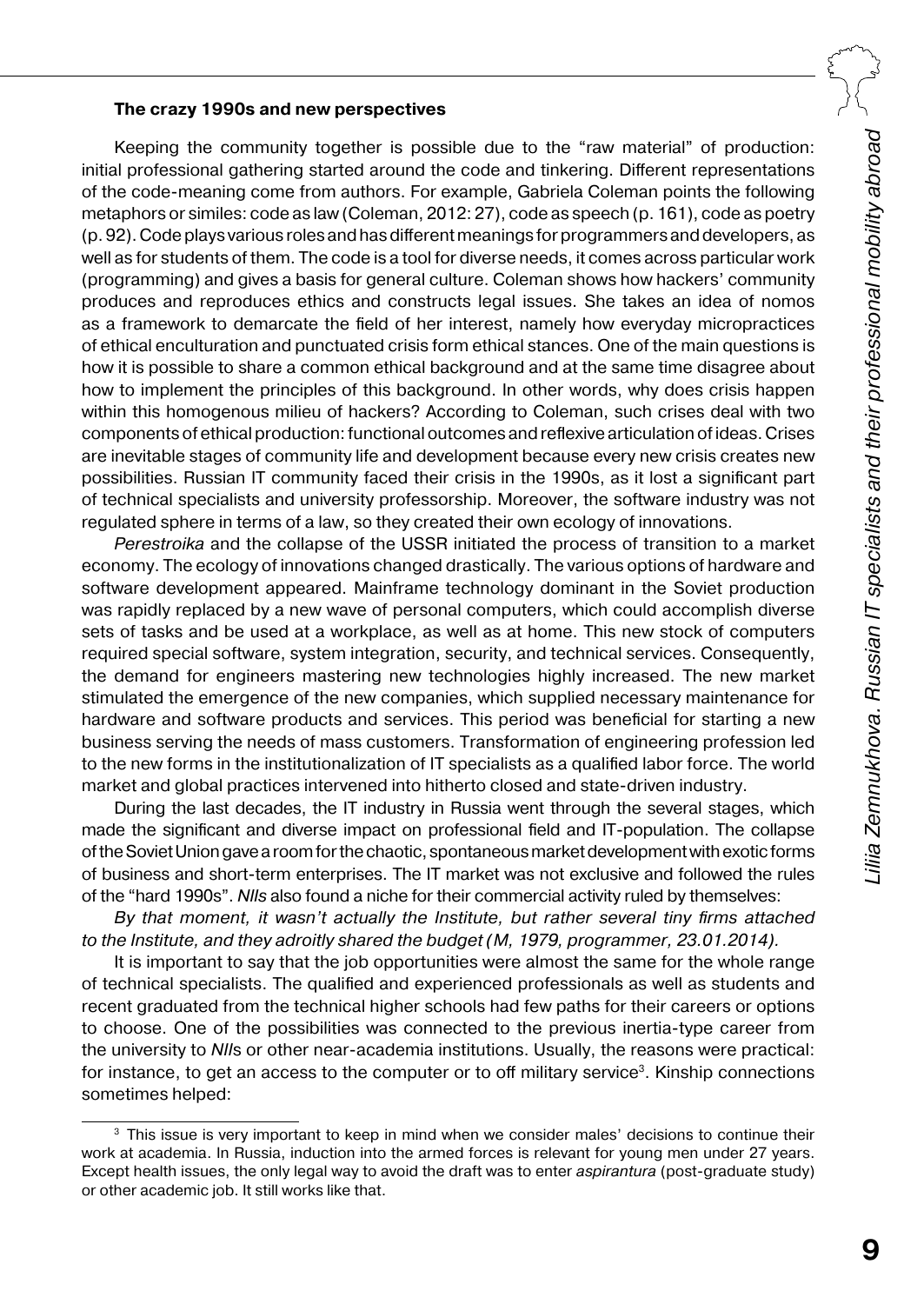### The crazy 1990s and new perspectives

Keeping the community together is possible due to the "raw material" of production: initial professional gathering started around the code and tinkering. Different representations of the code-meaning come from authors. For example, Gabriela Coleman points the following metaphors or similes: code as law (Coleman, 2012: 27), code as speech (p. 161), code as poetry (p. 92). Code plays various roles and has different meanings for programmers and developers, as well as for students of them. The code is a tool for diverse needs, it comes across particular work (programming) and gives a basis for general culture. Coleman shows how hackers' community produces and reproduces ethics and constructs legal issues. She takes an idea of nomos as a framework to demarcate the field of her interest, namely how everyday micropractices of ethical enculturation and punctuated crisis form ethical stances. One of the main questions is how it is possible to share a common ethical background and at the same time disagree about how to implement the principles of this background. In other words, why does crisis happen within this homogenous milieu of hackers? According to Coleman, such crises deal with two components of ethical production: functional outcomes and reflexive articulation of ideas. Crises are inevitable stages of community life and development because every new crisis creates new possibilities. Russian IT community faced their crisis in the 1990s, as it lost a significant part of technical specialists and university professorship. Moreover, the software industry was not regulated sphere in terms of a law, so they created their own ecology of innovations.

*Perestroika* and the collapse of the USSR initiated the process of transition to a market economy. The ecology of innovations changed drastically. The various options of hardware and software development appeared. Mainframe technology dominant in the Soviet production was rapidly replaced by a new wave of personal computers, which could accomplish diverse sets of tasks and be used at a workplace, as well as at home. This new stock of computers required special software, system integration, security, and technical services. Consequently, the demand for engineers mastering new technologies highly increased. The new market stimulated the emergence of the new companies, which supplied necessary maintenance for hardware and software products and services. This period was beneficial for starting a new business serving the needs of mass customers. Transformation of engineering profession led to the new forms in the institutionalization of IT specialists as a qualified labor force. The world market and global practices intervened into hitherto closed and state-driven industry.

During the last decades, the IT industry in Russia went through the several stages, which made the significant and diverse impact on professional field and IT-population. The collapse of the Soviet Union gave a room for the chaotic, spontaneous market development with exotic forms of business and short-term enterprises. The IT market was not exclusive and followed the rules of the "hard 1990s". *NIIs* also found a niche for their commercial activity ruled by themselves:

*By that moment, it wasn't actually the Institute, but rather several tiny firms attached to the Institute, and they adroitly shared the budget (M, 1979, programmer, 23.01.2014).*

It is important to say that the job opportunities were almost the same for the whole range of technical specialists. The qualified and experienced professionals as well as students and recent graduated from the technical higher schools had few paths for their careers or options to choose. One of the possibilities was connected to the previous inertia-type career from the university to *NII*s or other near-academia institutions. Usually, the reasons were practical: for instance, to get an access to the computer or to off military service[3]. Kinship connections sometimes helped:

---

[3] This issue is very important to keep in mind when we consider males' decisions to continue their work at academia. In Russia, induction into the armed forces is relevant for young men under 27 years. Except health issues, the only legal way to avoid the draft was to enter *aspirantura* (post-graduate study) or other academic job. It still works like that.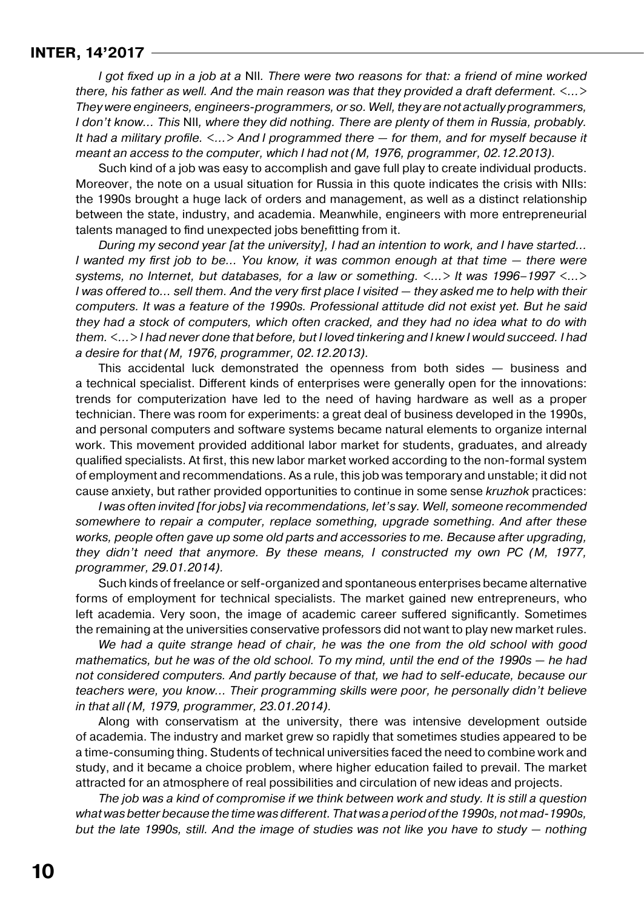*I got fixed up in a job at a* NII*. There were two reasons for that: a friend of mine worked there, his father as well. And the main reason was that they provided a draft deferment. <…> They were engineers, engineers-programmers, or so. Well, they are not actually programmers, I don't know… This* NII*, where they did nothing. There are plenty of them in Russia, probably. It had a military profile. <…> And I programmed there — for them, and for myself because it meant an access to the computer, which I had not (M, 1976, programmer, 02.12.2013).*

Such kind of a job was easy to accomplish and gave full play to create individual products. Moreover, the note on a usual situation for Russia in this quote indicates the crisis with NIIs: the 1990s brought a huge lack of orders and management, as well as a distinct relationship between the state, industry, and academia. Meanwhile, engineers with more entrepreneurial talents managed to find unexpected jobs benefitting from it.

*During my second year [at the university], I had an intention to work, and I have started… I wanted my first job to be… You know, it was common enough at that time — there were systems, no Internet, but databases, for a law or something. <…> It was 1996–1997 <…> I was offered to… sell them. And the very first place I visited — they asked me to help with their computers. It was a feature of the 1990s. Professional attitude did not exist yet. But he said they had a stock of computers, which often cracked, and they had no idea what to do with them. <…> I had never done that before, but I loved tinkering and I knew I would succeed. I had a desire for that (M, 1976, programmer, 02.12.2013).*

This accidental luck demonstrated the openness from both sides — business and a technical specialist. Different kinds of enterprises were generally open for the innovations: trends for computerization have led to the need of having hardware as well as a proper technician. There was room for experiments: a great deal of business developed in the 1990s, and personal computers and software systems became natural elements to organize internal work. This movement provided additional labor market for students, graduates, and already qualified specialists. At first, this new labor market worked according to the non-formal system of employment and recommendations. As a rule, this job was temporary and unstable; it did not cause anxiety, but rather provided opportunities to continue in some sense *kruzhok* practices:

*I was often invited [for jobs] via recommendations, let's say. Well, someone recommended somewhere to repair a computer, replace something, upgrade something. And after these works, people often gave up some old parts and accessories to me. Because after upgrading, they didn't need that anymore. By these means, I constructed my own PC (M, 1977, programmer, 29.01.2014).*

Such kinds of freelance or self-organized and spontaneous enterprises became alternative forms of employment for technical specialists. The market gained new entrepreneurs, who left academia. Very soon, the image of academic career suffered significantly. Sometimes the remaining at the universities conservative professors did not want to play new market rules.

*We had a quite strange head of chair, he was the one from the old school with good mathematics, but he was of the old school. To my mind, until the end of the 1990s — he had not considered computers. And partly because of that, we had to self-educate, because our teachers were, you know… Their programming skills were poor, he personally didn't believe in that all (M, 1979, programmer, 23.01.2014).*

Along with conservatism at the university, there was intensive development outside of academia. The industry and market grew so rapidly that sometimes studies appeared to be a time-consuming thing. Students of technical universities faced the need to combine work and study, and it became a choice problem, where higher education failed to prevail. The market attracted for an atmosphere of real possibilities and circulation of new ideas and projects.

*The job was a kind of compromise if we think between work and study. It is still a question what was better because the time was different. That was a period of the 1990s, not mad-1990s, but the late 1990s, still. And the image of studies was not like you have to study — nothing*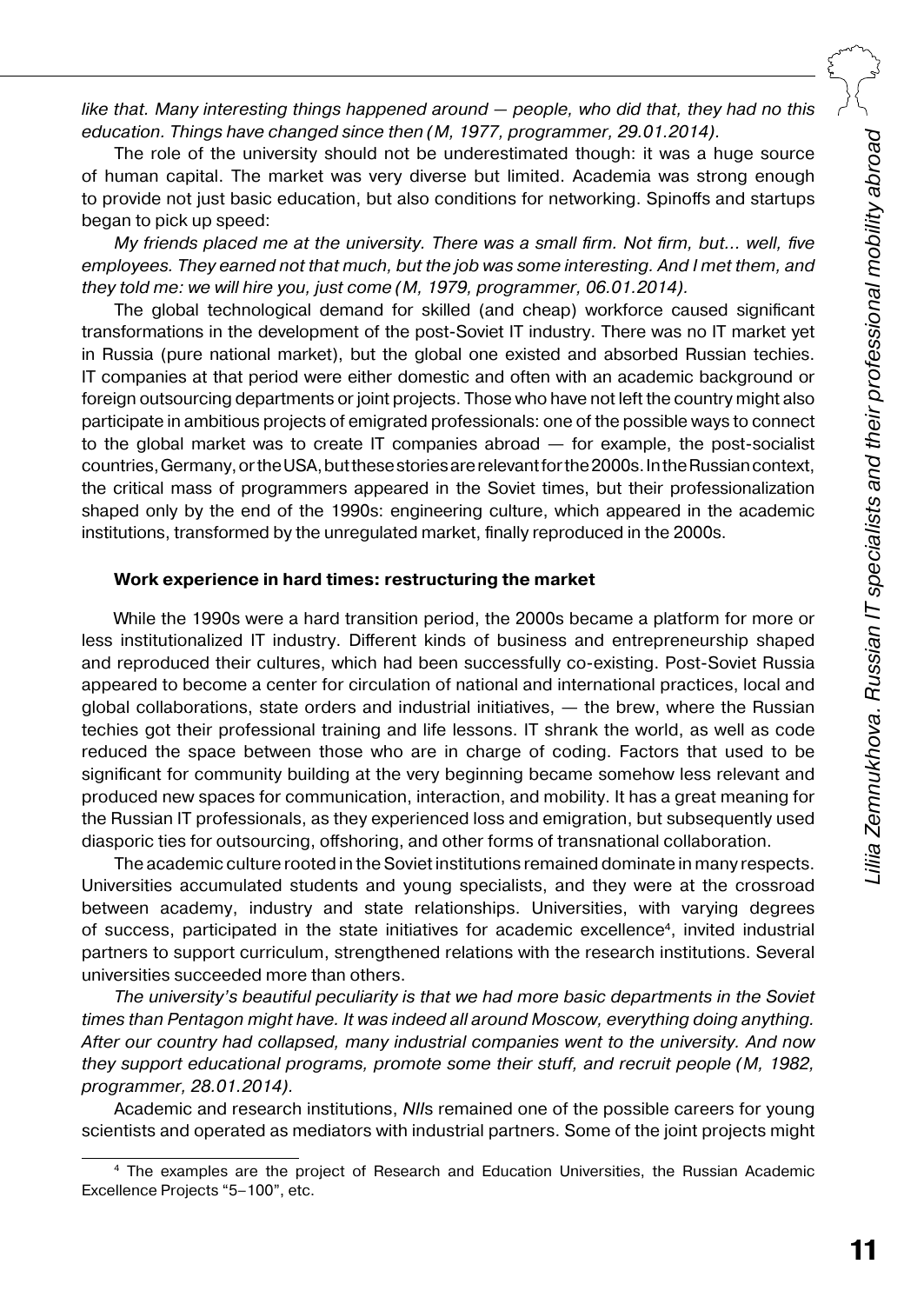*like that. Many interesting things happened around — people, who did that, they had no this education. Things have changed since then (M, 1977, programmer, 29.01.2014).*

The role of the university should not be underestimated though: it was a huge source of human capital. The market was very diverse but limited. Academia was strong enough to provide not just basic education, but also conditions for networking. Spinoffs and startups began to pick up speed:

*My friends placed me at the university. There was a small firm. Not firm, but... well, five employees. They earned not that much, but the job was some interesting. And I met them, and they told me: we will hire you, just come (M, 1979, programmer, 06.01.2014).*

The global technological demand for skilled (and cheap) workforce caused significant transformations in the development of the post-Soviet IT industry. There was no IT market yet in Russia (pure national market), but the global one existed and absorbed Russian techies. IT companies at that period were either domestic and often with an academic background or foreign outsourcing departments or joint projects. Those who have not left the country might also participate in ambitious projects of emigrated professionals: one of the possible ways to connect to the global market was to create IT companies abroad — for example, the post-socialist countries, Germany, or the USA, but these stories are relevant for the 2000s. In the Russian context, the critical mass of programmers appeared in the Soviet times, but their professionalization shaped only by the end of the 1990s: engineering culture, which appeared in the academic institutions, transformed by the unregulated market, finally reproduced in the 2000s.

### Work experience in hard times: restructuring the market

While the 1990s were a hard transition period, the 2000s became a platform for more or less institutionalized IT industry. Different kinds of business and entrepreneurship shaped and reproduced their cultures, which had been successfully co-existing. Post-Soviet Russia appeared to become a center for circulation of national and international practices, local and global collaborations, state orders and industrial initiatives, — the brew, where the Russian techies got their professional training and life lessons. IT shrank the world, as well as code reduced the space between those who are in charge of coding. Factors that used to be significant for community building at the very beginning became somehow less relevant and produced new spaces for communication, interaction, and mobility. It has a great meaning for the Russian IT professionals, as they experienced loss and emigration, but subsequently used diasporic ties for outsourcing, offshoring, and other forms of transnational collaboration.

The academic culture rooted in the Soviet institutions remained dominate in many respects. Universities accumulated students and young specialists, and they were at the crossroad between academy, industry and state relationships. Universities, with varying degrees of success, participated in the state initiatives for academic excellence[4], invited industrial partners to support curriculum, strengthened relations with the research institutions. Several universities succeeded more than others.

*The university's beautiful peculiarity is that we had more basic departments in the Soviet times than Pentagon might have. It was indeed all around Moscow, everything doing anything. After our country had collapsed, many industrial companies went to the university. And now they support educational programs, promote some their stuff, and recruit people (M, 1982, programmer, 28.01.2014).*

Academic and research institutions, *NII*s remained one of the possible careers for young scientists and operated as mediators with industrial partners. Some of the joint projects might

[4] The examples are the project of Research and Education Universities, the Russian Academic Excellence Projects "5–100", etc.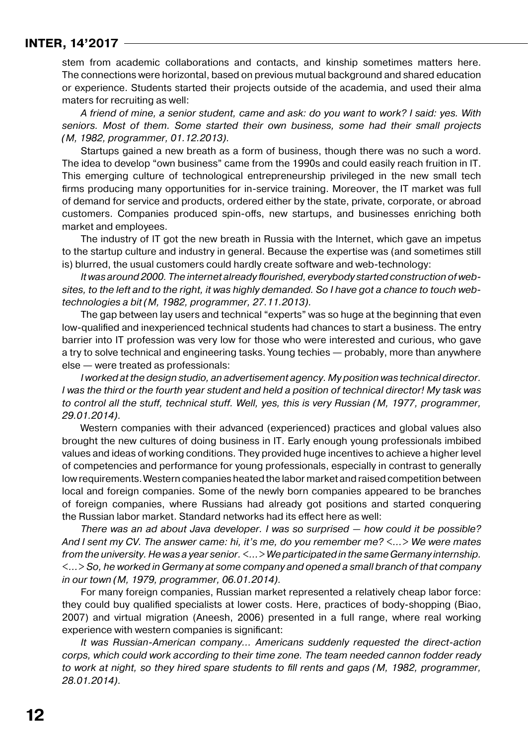stem from academic collaborations and contacts, and kinship sometimes matters here. The connections were horizontal, based on previous mutual background and shared education or experience. Students started their projects outside of the academia, and used their alma maters for recruiting as well:

*A friend of mine, a senior student, came and ask: do you want to work? I said: yes. With seniors. Most of them. Some started their own business, some had their small projects (M, 1982, programmer, 01.12.2013).*

Startups gained a new breath as a form of business, though there was no such a word. The idea to develop "own business" came from the 1990s and could easily reach fruition in IT. This emerging culture of technological entrepreneurship privileged in the new small tech firms producing many opportunities for in-service training. Moreover, the IT market was full of demand for service and products, ordered either by the state, private, corporate, or abroad customers. Companies produced spin-offs, new startups, and businesses enriching both market and employees.

The industry of IT got the new breath in Russia with the Internet, which gave an impetus to the startup culture and industry in general. Because the expertise was (and sometimes still is) blurred, the usual customers could hardly create software and web-technology:

*It was around 2000. The internet already flourished, everybody started construction of websites, to the left and to the right, it was highly demanded. So I have got a chance to touch web-technologies a bit (M, 1982, programmer, 27.11.2013).*

The gap between lay users and technical "experts" was so huge at the beginning that even low-qualified and inexperienced technical students had chances to start a business. The entry barrier into IT profession was very low for those who were interested and curious, who gave a try to solve technical and engineering tasks. Young techies — probably, more than anywhere else — were treated as professionals:

*I worked at the design studio, an advertisement agency. My position was technical director. I was the third or the fourth year student and held a position of technical director! My task was to control all the stuff, technical stuff. Well, yes, this is very Russian (M, 1977, programmer, 29.01.2014).*

Western companies with their advanced (experienced) practices and global values also brought the new cultures of doing business in IT. Early enough young professionals imbibed values and ideas of working conditions. They provided huge incentives to achieve a higher level of competencies and performance for young professionals, especially in contrast to generally low requirements. Western companies heated the labor market and raised competition between local and foreign companies. Some of the newly born companies appeared to be branches of foreign companies, where Russians had already got positions and started conquering the Russian labor market. Standard networks had its effect here as well:

*There was an ad about Java developer. I was so surprised — how could it be possible? And I sent my CV. The answer came: hi, it's me, do you remember me? <...> We were mates from the university. He was a year senior. <...> We participated in the same Germany internship. <...> So, he worked in Germany at some company and opened a small branch of that company in our town (M, 1979, programmer, 06.01.2014).*

For many foreign companies, Russian market represented a relatively cheap labor force: they could buy qualified specialists at lower costs. Here, practices of body-shopping (Biao, 2007) and virtual migration (Aneesh, 2006) presented in a full range, where real working experience with western companies is significant:

*It was Russian-American company... Americans suddenly requested the direct-action corps, which could work according to their time zone. The team needed cannon fodder ready to work at night, so they hired spare students to fill rents and gaps (M, 1982, programmer, 28.01.2014).*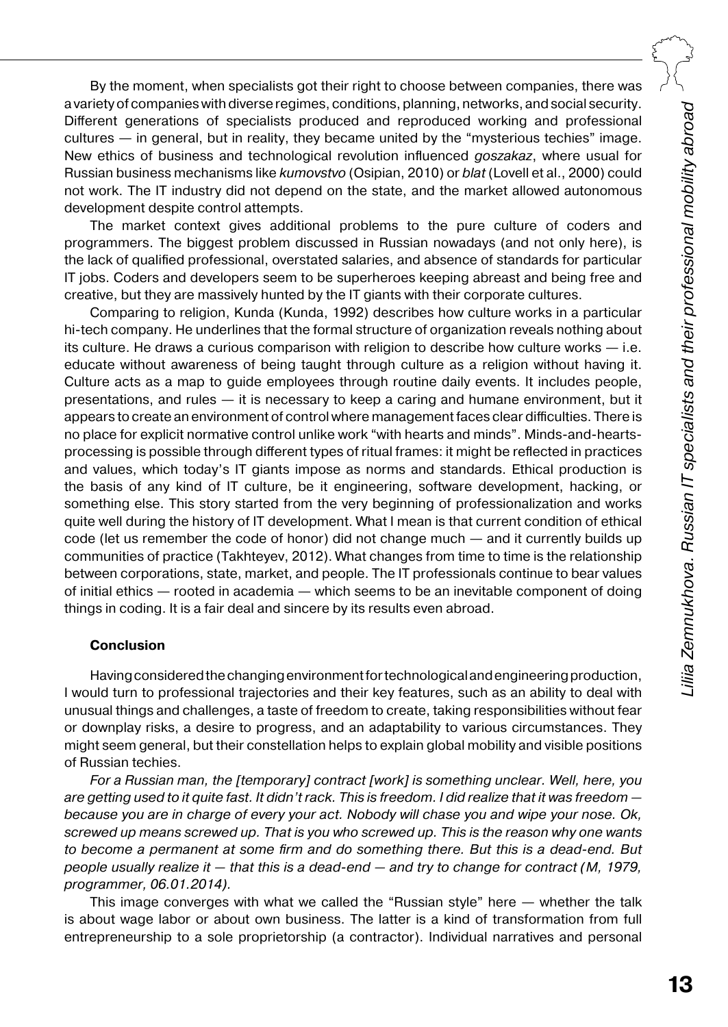By the moment, when specialists got their right to choose between companies, there was a variety of companies with diverse regimes, conditions, planning, networks, and social security. Different generations of specialists produced and reproduced working and professional cultures — in general, but in reality, they became united by the "mysterious techies" image. New ethics of business and technological revolution influenced *goszakaz*, where usual for Russian business mechanisms like *kumovstvo* (Osipian, 2010) or *blat* (Lovell et al., 2000) could not work. The IT industry did not depend on the state, and the market allowed autonomous development despite control attempts.

The market context gives additional problems to the pure culture of coders and programmers. The biggest problem discussed in Russian nowadays (and not only here), is the lack of qualified professional, overstated salaries, and absence of standards for particular IT jobs. Coders and developers seem to be superheroes keeping abreast and being free and creative, but they are massively hunted by the IT giants with their corporate cultures.

Comparing to religion, Kunda (Kunda, 1992) describes how culture works in a particular hi-tech company. He underlines that the formal structure of organization reveals nothing about its culture. He draws a curious comparison with religion to describe how culture works — i.e. educate without awareness of being taught through culture as a religion without having it. Culture acts as a map to guide employees through routine daily events. It includes people, presentations, and rules — it is necessary to keep a caring and humane environment, but it appears to create an environment of control where management faces clear difficulties. There is no place for explicit normative control unlike work "with hearts and minds". Minds-and-hearts-processing is possible through different types of ritual frames: it might be reflected in practices and values, which today's IT giants impose as norms and standards. Ethical production is the basis of any kind of IT culture, be it engineering, software development, hacking, or something else. This story started from the very beginning of professionalization and works quite well during the history of IT development. What I mean is that current condition of ethical code (let us remember the code of honor) did not change much — and it currently builds up communities of practice (Takhteyev, 2012). What changes from time to time is the relationship between corporations, state, market, and people. The IT professionals continue to bear values of initial ethics — rooted in academia — which seems to be an inevitable component of doing things in coding. It is a fair deal and sincere by its results even abroad.

## Conclusion

Having considered the changing environment for technological and engineering production, I would turn to professional trajectories and their key features, such as an ability to deal with unusual things and challenges, a taste of freedom to create, taking responsibilities without fear or downplay risks, a desire to progress, and an adaptability to various circumstances. They might seem general, but their constellation helps to explain global mobility and visible positions of Russian techies.

*For a Russian man, the [temporary] contract [work] is something unclear. Well, here, you are getting used to it quite fast. It didn't rack. This is freedom. I did realize that it was freedom — because you are in charge of every your act. Nobody will chase you and wipe your nose. Ok, screwed up means screwed up. That is you who screwed up. This is the reason why one wants to become a permanent at some firm and do something there. But this is a dead-end. But people usually realize it — that this is a dead-end — and try to change for contract (M, 1979, programmer, 06.01.2014).*

This image converges with what we called the "Russian style" here — whether the talk is about wage labor or about own business. The latter is a kind of transformation from full entrepreneurship to a sole proprietorship (a contractor). Individual narratives and personal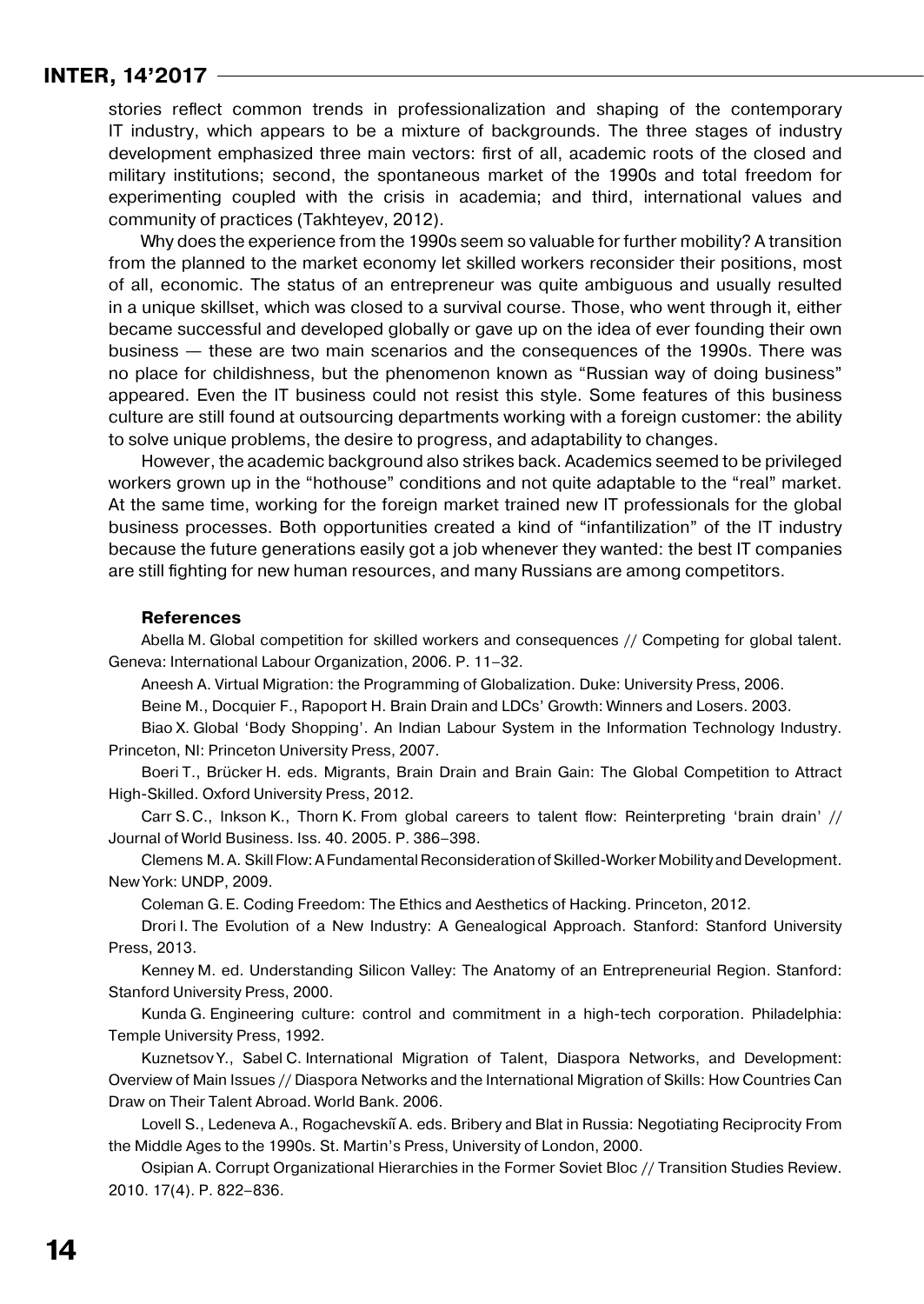stories reflect common trends in professionalization and shaping of the contemporary IT industry, which appears to be a mixture of backgrounds. The three stages of industry development emphasized three main vectors: first of all, academic roots of the closed and military institutions; second, the spontaneous market of the 1990s and total freedom for experimenting coupled with the crisis in academia; and third, international values and community of practices (Takhteyev, 2012).

Why does the experience from the 1990s seem so valuable for further mobility? A transition from the planned to the market economy let skilled workers reconsider their positions, most of all, economic. The status of an entrepreneur was quite ambiguous and usually resulted in a unique skillset, which was closed to a survival course. Those, who went through it, either became successful and developed globally or gave up on the idea of ever founding their own business — these are two main scenarios and the consequences of the 1990s. There was no place for childishness, but the phenomenon known as "Russian way of doing business" appeared. Even the IT business could not resist this style. Some features of this business culture are still found at outsourcing departments working with a foreign customer: the ability to solve unique problems, the desire to progress, and adaptability to changes.

However, the academic background also strikes back. Academics seemed to be privileged workers grown up in the "hothouse" conditions and not quite adaptable to the "real" market. At the same time, working for the foreign market trained new IT professionals for the global business processes. Both opportunities created a kind of "infantilization" of the IT industry because the future generations easily got a job whenever they wanted: the best IT companies are still fighting for new human resources, and many Russians are among competitors.

### References

Abella M. Global competition for skilled workers and consequences // Competing for global talent. Geneva: International Labour Organization, 2006. P. 11–32.

Aneesh A. Virtual Migration: the Programming of Globalization. Duke: University Press, 2006.

Beine M., Docquier F., Rapoport H. Brain Drain and LDCs' Growth: Winners and Losers. 2003.

Biao X. Global 'Body Shopping'. An Indian Labour System in the Information Technology Industry. Princeton, NI: Princeton University Press, 2007.

Boeri T., Brücker H. eds. Migrants, Brain Drain and Brain Gain: The Global Competition to Attract High-Skilled. Oxford University Press, 2012.

Carr S. C., Inkson K., Thorn K. From global careers to talent flow: Reinterpreting 'brain drain' // Journal of World Business. Iss. 40. 2005. P. 386–398.

Clemens M. A. Skill Flow: A Fundamental Reconsideration of Skilled-Worker Mobility and Development. New York: UNDP, 2009.

Coleman G. E. Coding Freedom: The Ethics and Aesthetics of Hacking. Princeton, 2012.

Drori I. The Evolution of a New Industry: A Genealogical Approach. Stanford: Stanford University Press, 2013.

Kenney M. ed. Understanding Silicon Valley: The Anatomy of an Entrepreneurial Region. Stanford: Stanford University Press, 2000.

Kunda G. Engineering culture: control and commitment in a high-tech corporation. Philadelphia: Temple University Press, 1992.

Kuznetsov Y., Sabel C. International Migration of Talent, Diaspora Networks, and Development: Overview of Main Issues // Diaspora Networks and the International Migration of Skills: How Countries Can Draw on Their Talent Abroad. World Bank. 2006.

Lovell S., Ledeneva A., Rogachevskiĭ A. eds. Bribery and Blat in Russia: Negotiating Reciprocity From the Middle Ages to the 1990s. St. Martin's Press, University of London, 2000.

Osipian A. Corrupt Organizational Hierarchies in the Former Soviet Bloc // Transition Studies Review. 2010. 17(4). P. 822–836.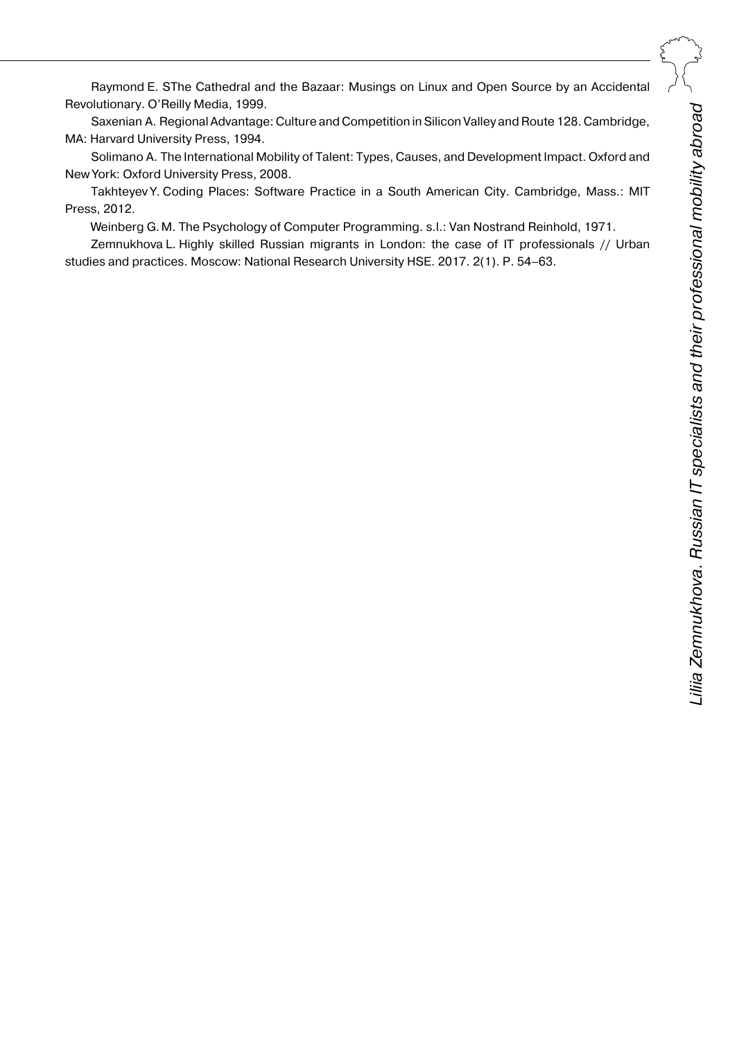Raymond E. SThe Cathedral and the Bazaar: Musings on Linux and Open Source by an Accidental Revolutionary. O'Reilly Media, 1999.

Saxenian A. Regional Advantage: Culture and Competition in Silicon Valley and Route 128. Cambridge, MA: Harvard University Press, 1994.

Solimano A. The International Mobility of Talent: Types, Causes, and Development Impact. Oxford and New York: Oxford University Press, 2008.

Takhteyev Y. Coding Places: Software Practice in a South American City. Cambridge, Mass.: MIT Press, 2012.

Weinberg G. M. The Psychology of Computer Programming. s.l.: Van Nostrand Reinhold, 1971.

Zemnukhova L. Highly skilled Russian migrants in London: the case of IT professionals // Urban studies and practices. Moscow: National Research University HSE. 2017. 2(1). P. 54–63.